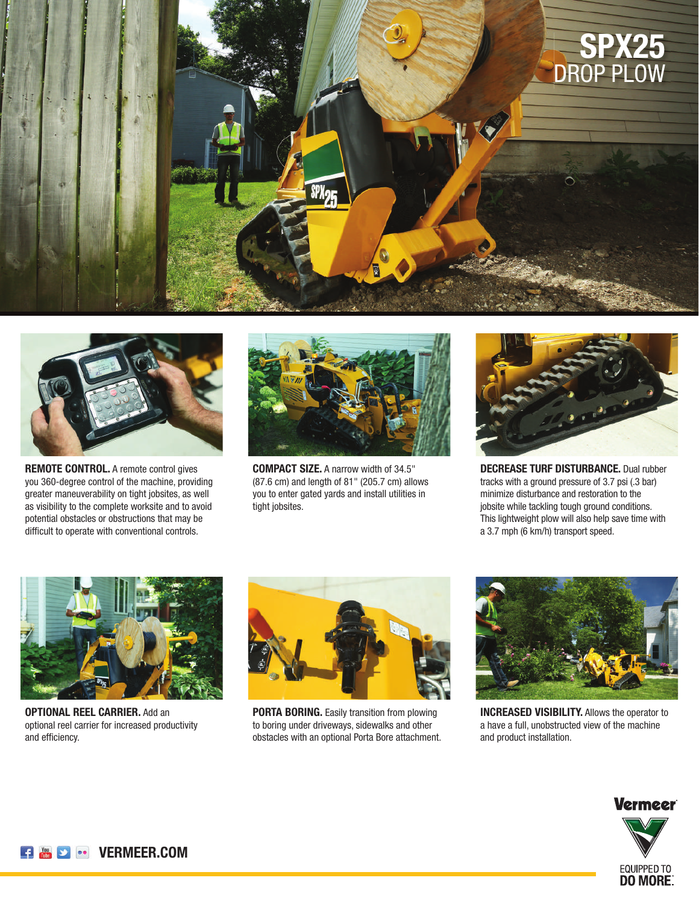# SPX25 DROP PLOW

**REMOTE CONTROL.** A remote control gives you 360-degree control of the machine, providing greater maneuverability on tight jobsites, as well as visibility to the complete worksite and to avoid potential obstacles or obstructions that may be difficult to operate with conventional controls.

**COMPACT SIZE.** A narrow width of 34.5" (87.6 cm) and length of 81" (205.7 cm) allows you to enter gated yards and install utilities in tight jobsites.

**DECREASE TURF DISTURBANCE.** Dual rubber tracks with a ground pressure of 3.7 psi (.3 bar) minimize disturbance and restoration to the jobsite while tackling tough ground conditions. This lightweight plow will also help save time with a 3.7 mph (6 km/h) transport speed.

**OPTIONAL REEL CARRIER.** Add an optional reel carrier for increased productivity and efficiency.

**PORTA BORING.** Easily transition from plowing to boring under driveways, sidewalks and other obstacles with an optional Porta Bore attachment.

**INCREASED VISIBILITY.** Allows the operator to a have a full, unobstructed view of the machine and product installation.

VERMEER.COM

Vermeer

EQUIPPED TO DO MORE.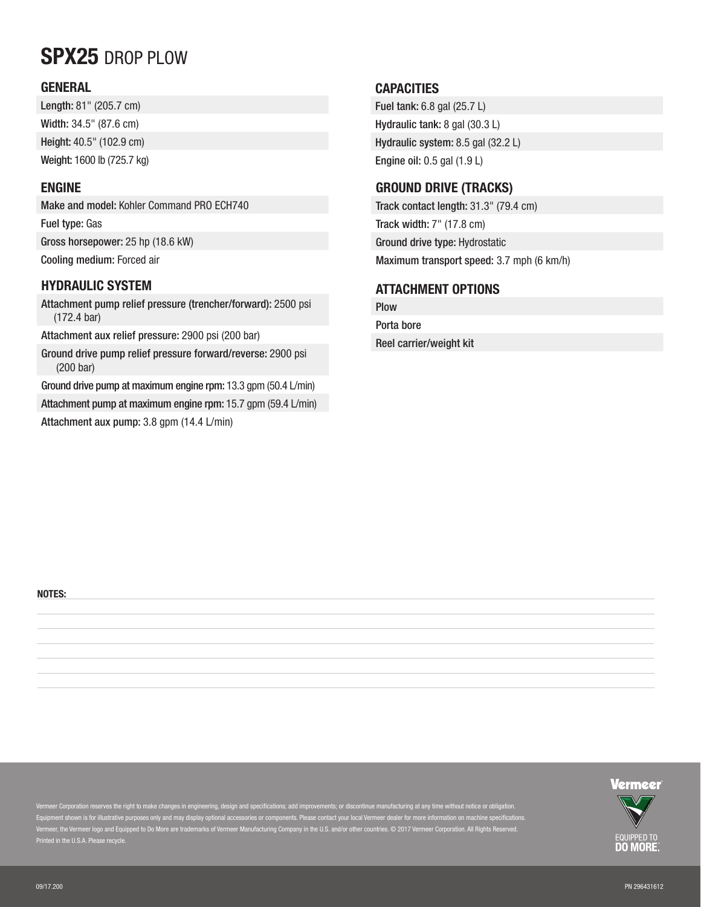# SPX25 DROP PLOW

## GENERAL

**Length:** 81" (205.7 cm)

**Width:** 34.5" (87.6 cm)

**Height:** 40.5" (102.9 cm)

**Weight:** 1600 lb (725.7 kg)

## ENGINE

**Make and model:** Kohler Command PRO ECH740

**Fuel type:** Gas

**Gross horsepower:** 25 hp (18.6 kW)

**Cooling medium:** Forced air

## HYDRAULIC SYSTEM

**Attachment pump relief pressure (trencher/forward):** 2500 psi (172.4 bar)

**Attachment aux relief pressure:** 2900 psi (200 bar)

**Ground drive pump relief pressure forward/reverse:** 2900 psi (200 bar)

**Ground drive pump at maximum engine rpm:** 13.3 gpm (50.4 L/min)

**Attachment pump at maximum engine rpm:** 15.7 gpm (59.4 L/min)

**Attachment aux pump:** 3.8 gpm (14.4 L/min)

## CAPACITIES

**Fuel tank:** 6.8 gal (25.7 L)

**Hydraulic tank:** 8 gal (30.3 L)

**Hydraulic system:** 8.5 gal (32.2 L)

**Engine oil:** 0.5 gal (1.9 L)

## GROUND DRIVE (TRACKS)

**Track contact length:** 31.3" (79.4 cm)

**Track width:** 7" (17.8 cm)

**Ground drive type:** Hydrostatic

**Maximum transport speed:** 3.7 mph (6 km/h)

## ATTACHMENT OPTIONS

Plow

Porta bore

Reel carrier/weight kit

**NOTES:**

Vermeer Corporation reserves the right to make changes in engineering, design and specifications; add improvements; or discontinue manufacturing at any time without notice or obligation. Equipment shown is for illustrative purposes only and may display optional accessories or components. Please contact your local Vermeer dealer for more information on machine specifications. Vermeer, the Vermeer logo and Equipped to Do More are trademarks of Vermeer Manufacturing Company in the U.S. and/or other countries. © 2017 Vermeer Corporation. All Rights Reserved. Printed in the U.S.A. Please recycle.

Vermeer

EQUIPPED TO DO MORE.

09/17.200

PN 296431612